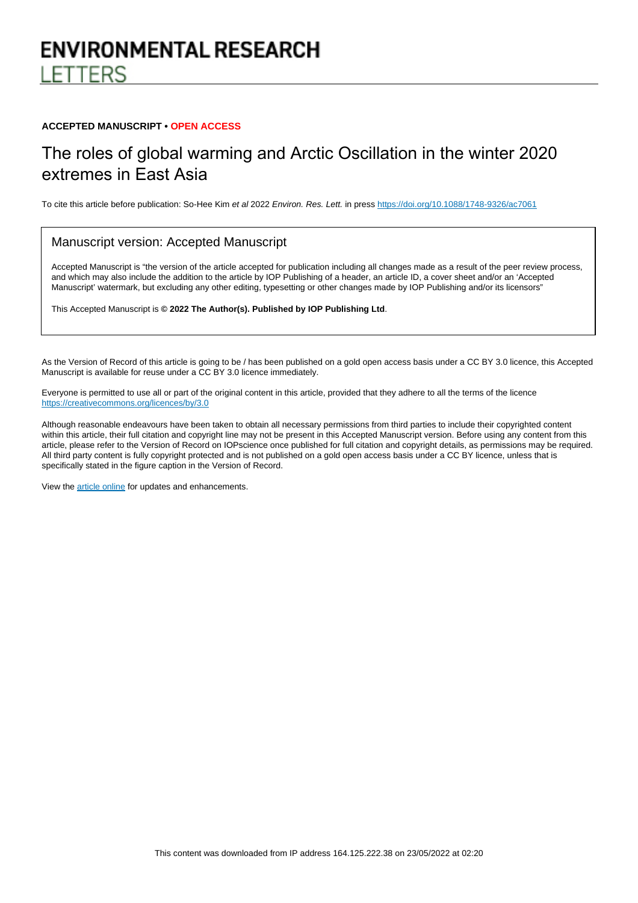ENVIRONMENTAL RESEARCH
LETTERS

**ACCEPTED MANUSCRIPT • OPEN ACCESS**

# The roles of global warming and Arctic Oscillation in the winter 2020 extremes in East Asia

To cite this article before publication: So-Hee Kim *et al* 2022 *Environ. Res. Lett.* in press https://doi.org/10.1088/1748-9326/ac7061

## Manuscript version: Accepted Manuscript

Accepted Manuscript is "the version of the article accepted for publication including all changes made as a result of the peer review process, and which may also include the addition to the article by IOP Publishing of a header, an article ID, a cover sheet and/or an 'Accepted Manuscript' watermark, but excluding any other editing, typesetting or other changes made by IOP Publishing and/or its licensors"

This Accepted Manuscript is **© 2022 The Author(s). Published by IOP Publishing Ltd**.

As the Version of Record of this article is going to be / has been published on a gold open access basis under a CC BY 3.0 licence, this Accepted Manuscript is available for reuse under a CC BY 3.0 licence immediately.

Everyone is permitted to use all or part of the original content in this article, provided that they adhere to all the terms of the licence https://creativecommons.org/licences/by/3.0

Although reasonable endeavours have been taken to obtain all necessary permissions from third parties to include their copyrighted content within this article, their full citation and copyright line may not be present in this Accepted Manuscript version. Before using any content from this article, please refer to the Version of Record on IOPscience once published for full citation and copyright details, as permissions may be required. All third party content is fully copyright protected and is not published on a gold open access basis under a CC BY licence, unless that is specifically stated in the figure caption in the Version of Record.

View the article online for updates and enhancements.

This content was downloaded from IP address 164.125.222.38 on 23/05/2022 at 02:20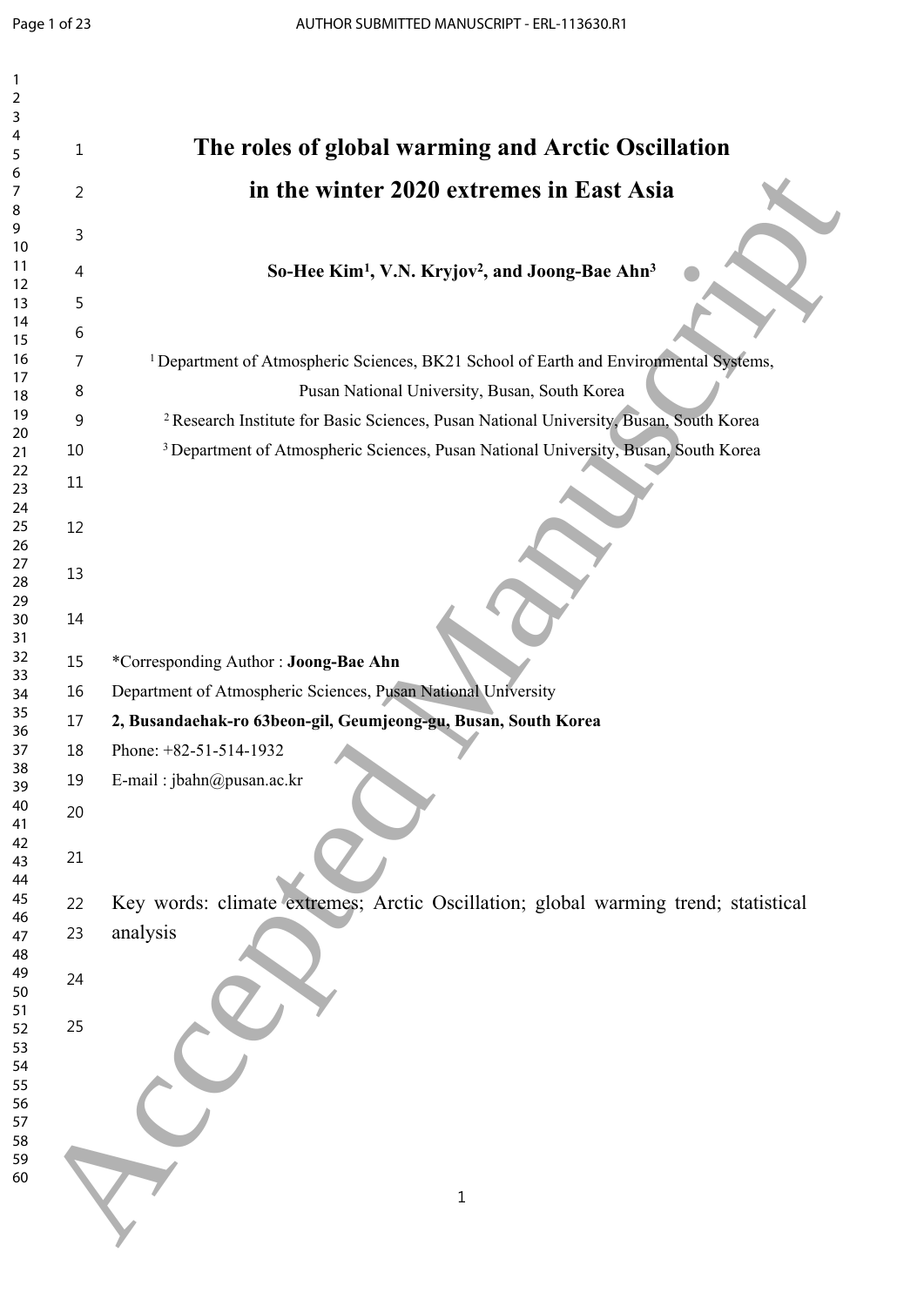# The roles of global warming and Arctic Oscillation in the winter 2020 extremes in East Asia

**So-Hee Kim[1], V.N. Kryjov[2], and Joong-Bae Ahn[3]**

[1] Department of Atmospheric Sciences, BK21 School of Earth and Environmental Systems, Pusan National University, Busan, South Korea

[2] Research Institute for Basic Sciences, Pusan National University, Busan, South Korea

[3] Department of Atmospheric Sciences, Pusan National University, Busan, South Korea

*Corresponding Author : **Joong-Bae Ahn**

Department of Atmospheric Sciences, Pusan National University

**2, Busandaehak-ro 63beon-gil, Geumjeong-gu, Busan, South Korea**

Phone: +82-51-514-1932

E-mail : jbahn@pusan.ac.kr

Key words: climate extremes; Arctic Oscillation; global warming trend; statistical analysis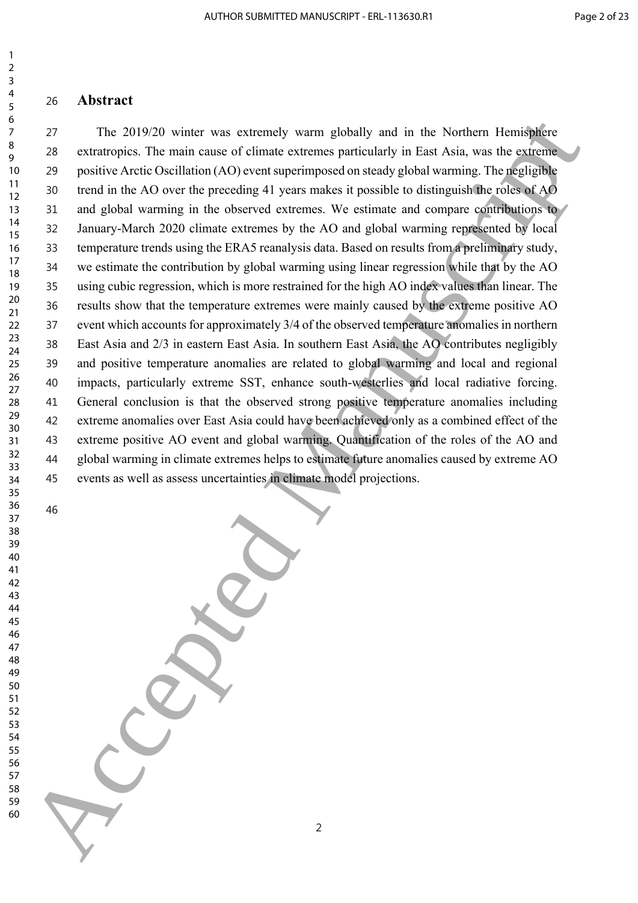# Abstract

The 2019/20 winter was extremely warm globally and in the Northern Hemisphere extratropics. The main cause of climate extremes particularly in East Asia, was the extreme positive Arctic Oscillation (AO) event superimposed on steady global warming. The negligible trend in the AO over the preceding 41 years makes it possible to distinguish the roles of AO and global warming in the observed extremes. We estimate and compare contributions to January-March 2020 climate extremes by the AO and global warming represented by local temperature trends using the ERA5 reanalysis data. Based on results from a preliminary study, we estimate the contribution by global warming using linear regression while that by the AO using cubic regression, which is more restrained for the high AO index values than linear. The results show that the temperature extremes were mainly caused by the extreme positive AO event which accounts for approximately 3/4 of the observed temperature anomalies in northern East Asia and 2/3 in eastern East Asia. In southern East Asia, the AO contributes negligibly and positive temperature anomalies are related to global warming and local and regional impacts, particularly extreme SST, enhance south-westerlies and local radiative forcing. General conclusion is that the observed strong positive temperature anomalies including extreme anomalies over East Asia could have been achieved only as a combined effect of the extreme positive AO event and global warming. Quantification of the roles of the AO and global warming in climate extremes helps to estimate future anomalies caused by extreme AO events as well as assess uncertainties in climate model projections.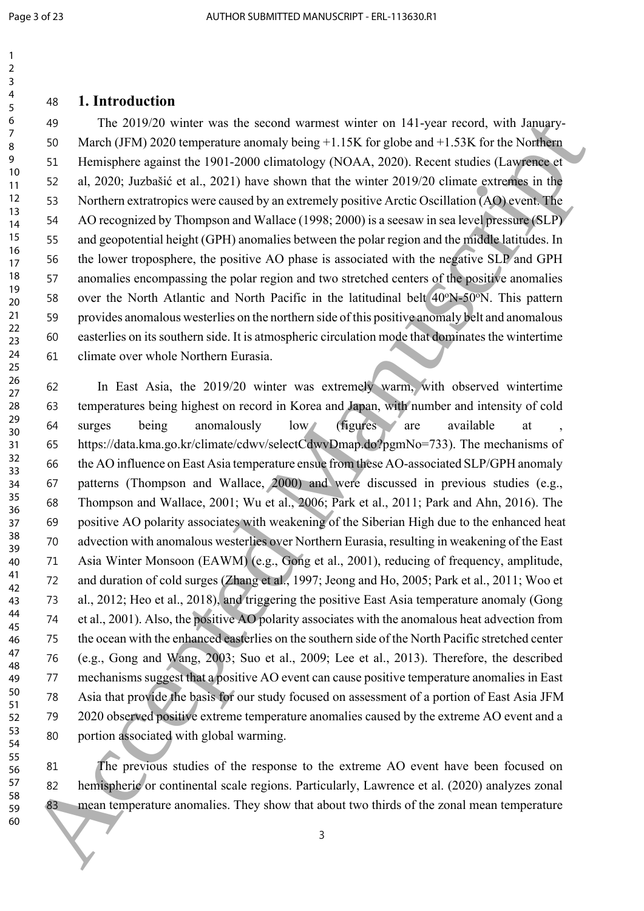## 1. Introduction

The 2019/20 winter was the second warmest winter on 141-year record, with January-March (JFM) 2020 temperature anomaly being +1.15K for globe and +1.53K for the Northern Hemisphere against the 1901-2000 climatology (NOAA, 2020). Recent studies (Lawrence et al, 2020; Juzbašić et al., 2021) have shown that the winter 2019/20 climate extremes in the Northern extratropics were caused by an extremely positive Arctic Oscillation (AO) event. The AO recognized by Thompson and Wallace (1998; 2000) is a seesaw in sea level pressure (SLP) and geopotential height (GPH) anomalies between the polar region and the middle latitudes. In the lower troposphere, the positive AO phase is associated with the negative SLP and GPH anomalies encompassing the polar region and two stretched centers of the positive anomalies over the North Atlantic and North Pacific in the latitudinal belt 40°N-50°N. This pattern provides anomalous westerlies on the northern side of this positive anomaly belt and anomalous easterlies on its southern side. It is atmospheric circulation mode that dominates the wintertime climate over whole Northern Eurasia.

In East Asia, the 2019/20 winter was extremely warm, with observed wintertime temperatures being highest on record in Korea and Japan, with number and intensity of cold surges being anomalously low (figures are available at , https://data.kma.go.kr/climate/cdwv/selectCdwvDmap.do?pgmNo=733). The mechanisms of the AO influence on East Asia temperature ensue from these AO-associated SLP/GPH anomaly patterns (Thompson and Wallace, 2000) and were discussed in previous studies (e.g., Thompson and Wallace, 2001; Wu et al., 2006; Park et al., 2011; Park and Ahn, 2016). The positive AO polarity associates with weakening of the Siberian High due to the enhanced heat advection with anomalous westerlies over Northern Eurasia, resulting in weakening of the East Asia Winter Monsoon (EAWM) (e.g., Gong et al., 2001), reducing of frequency, amplitude, and duration of cold surges (Zhang et al., 1997; Jeong and Ho, 2005; Park et al., 2011; Woo et al., 2012; Heo et al., 2018), and triggering the positive East Asia temperature anomaly (Gong et al., 2001). Also, the positive AO polarity associates with the anomalous heat advection from the ocean with the enhanced easterlies on the southern side of the North Pacific stretched center (e.g., Gong and Wang, 2003; Suo et al., 2009; Lee et al., 2013). Therefore, the described mechanisms suggest that a positive AO event can cause positive temperature anomalies in East Asia that provide the basis for our study focused on assessment of a portion of East Asia JFM 2020 observed positive extreme temperature anomalies caused by the extreme AO event and a portion associated with global warming.

The previous studies of the response to the extreme AO event have been focused on hemispheric or continental scale regions. Particularly, Lawrence et al. (2020) analyzes zonal mean temperature anomalies. They show that about two thirds of the zonal mean temperature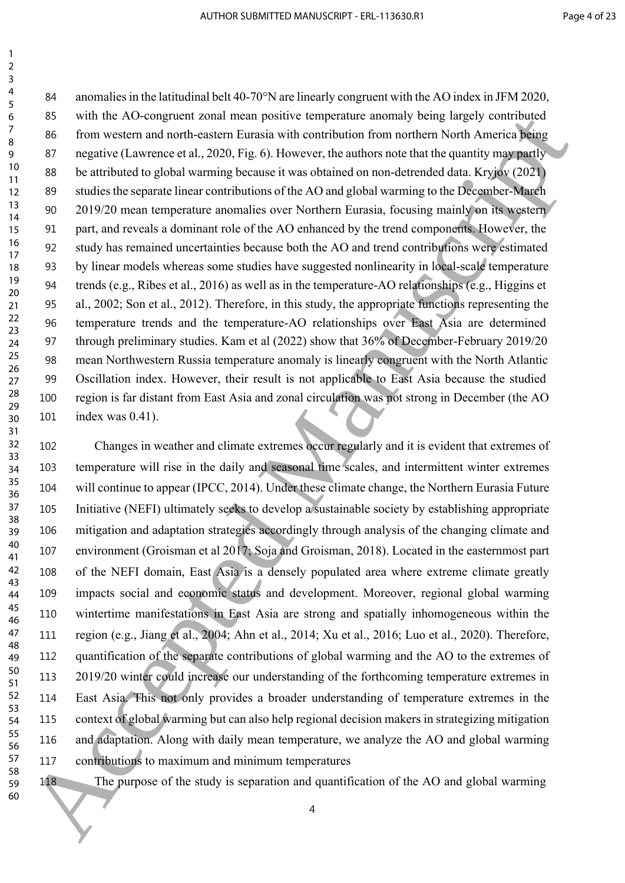anomalies in the latitudinal belt 40-70°N are linearly congruent with the AO index in JFM 2020, with the AO-congruent zonal mean positive temperature anomaly being largely contributed from western and north-eastern Eurasia with contribution from northern North America being negative (Lawrence et al., 2020, Fig. 6). However, the authors note that the quantity may partly be attributed to global warming because it was obtained on non-detrended data. Kryjov (2021) studies the separate linear contributions of the AO and global warming to the December-March 2019/20 mean temperature anomalies over Northern Eurasia, focusing mainly on its western part, and reveals a dominant role of the AO enhanced by the trend components. However, the study has remained uncertainties because both the AO and trend contributions were estimated by linear models whereas some studies have suggested nonlinearity in local-scale temperature trends (e.g., Ribes et al., 2016) as well as in the temperature-AO relationships (e.g., Higgins et al., 2002; Son et al., 2012). Therefore, in this study, the appropriate functions representing the temperature trends and the temperature-AO relationships over East Asia are determined through preliminary studies. Kam et al (2022) show that 36% of December-February 2019/20 mean Northwestern Russia temperature anomaly is linearly congruent with the North Atlantic Oscillation index. However, their result is not applicable to East Asia because the studied region is far distant from East Asia and zonal circulation was not strong in December (the AO index was 0.41).

Changes in weather and climate extremes occur regularly and it is evident that extremes of temperature will rise in the daily and seasonal time scales, and intermittent winter extremes will continue to appear (IPCC, 2014). Under these climate change, the Northern Eurasia Future Initiative (NEFI) ultimately seeks to develop a sustainable society by establishing appropriate mitigation and adaptation strategies accordingly through analysis of the changing climate and environment (Groisman et al 2017; Soja and Groisman, 2018). Located in the easternmost part of the NEFI domain, East Asia is a densely populated area where extreme climate greatly impacts social and economic status and development. Moreover, regional global warming wintertime manifestations in East Asia are strong and spatially inhomogeneous within the region (e.g., Jiang et al., 2004; Ahn et al., 2014; Xu et al., 2016; Luo et al., 2020). Therefore, quantification of the separate contributions of global warming and the AO to the extremes of 2019/20 winter could increase our understanding of the forthcoming temperature extremes in East Asia. This not only provides a broader understanding of temperature extremes in the context of global warming but can also help regional decision makers in strategizing mitigation and adaptation. Along with daily mean temperature, we analyze the AO and global warming contributions to maximum and minimum temperatures

The purpose of the study is separation and quantification of the AO and global warming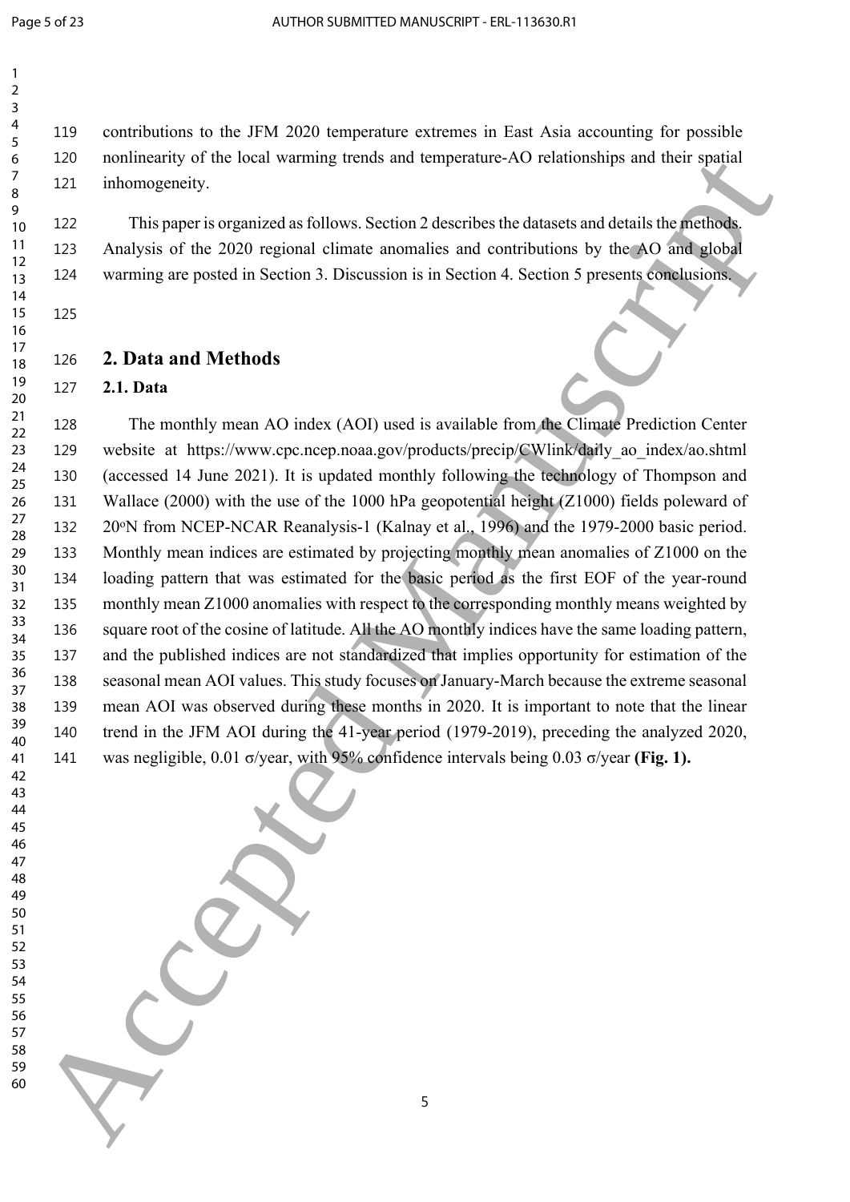contributions to the JFM 2020 temperature extremes in East Asia accounting for possible nonlinearity of the local warming trends and temperature-AO relationships and their spatial inhomogeneity.

This paper is organized as follows. Section 2 describes the datasets and details the methods. Analysis of the 2020 regional climate anomalies and contributions by the AO and global warming are posted in Section 3. Discussion is in Section 4. Section 5 presents conclusions.

## 2. Data and Methods

### 2.1. Data

The monthly mean AO index (AOI) used is available from the Climate Prediction Center website at https://www.cpc.ncep.noaa.gov/products/precip/CWlink/daily_ao_index/ao.shtml (accessed 14 June 2021). It is updated monthly following the technology of Thompson and Wallace (2000) with the use of the 1000 hPa geopotential height (Z1000) fields poleward of 20$^{o}$N from NCEP-NCAR Reanalysis-1 (Kalnay et al., 1996) and the 1979-2000 basic period. Monthly mean indices are estimated by projecting monthly mean anomalies of Z1000 on the loading pattern that was estimated for the basic period as the first EOF of the year-round monthly mean Z1000 anomalies with respect to the corresponding monthly means weighted by square root of the cosine of latitude. All the AO monthly indices have the same loading pattern, and the published indices are not standardized that implies opportunity for estimation of the seasonal mean AOI values. This study focuses on January-March because the extreme seasonal mean AOI was observed during these months in 2020. It is important to note that the linear trend in the JFM AOI during the 41-year period (1979-2019), preceding the analyzed 2020, was negligible, 0.01 σ/year, with 95% confidence intervals being 0.03 σ/year **(Fig. 1).**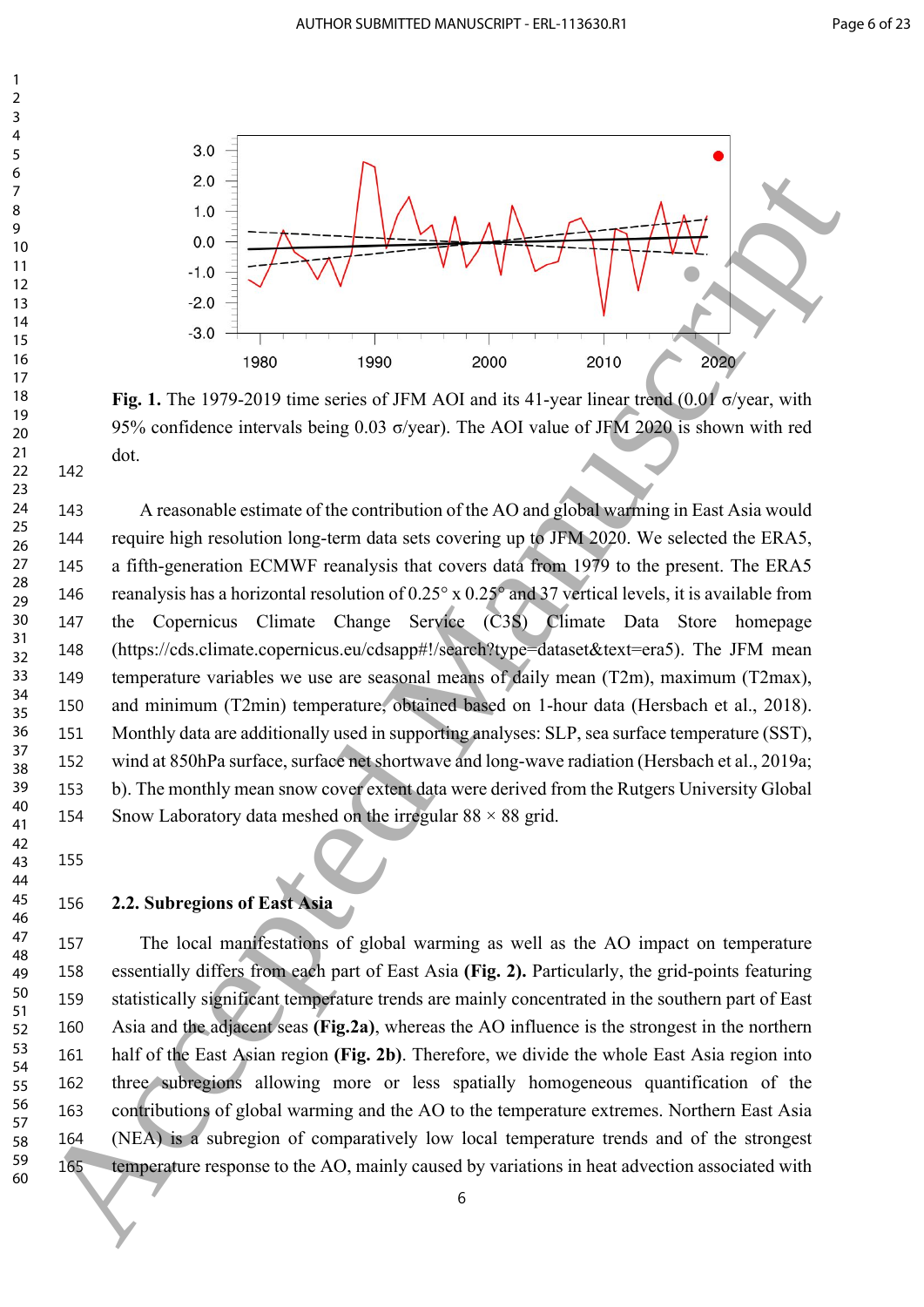**Fig. 1.** The 1979-2019 time series of JFM AOI and its 41-year linear trend (0.01 σ/year, with 95% confidence intervals being 0.03 σ/year). The AOI value of JFM 2020 is shown with red dot.

A reasonable estimate of the contribution of the AO and global warming in East Asia would require high resolution long-term data sets covering up to JFM 2020. We selected the ERA5, a fifth-generation ECMWF reanalysis that covers data from 1979 to the present. The ERA5 reanalysis has a horizontal resolution of 0.25° x 0.25° and 37 vertical levels, it is available from the Copernicus Climate Change Service (C3S) Climate Data Store homepage (https://cds.climate.copernicus.eu/cdsapp#!/search?type=dataset&text=era5). The JFM mean temperature variables we use are seasonal means of daily mean (T2m), maximum (T2max), and minimum (T2min) temperature, obtained based on 1-hour data (Hersbach et al., 2018). Monthly data are additionally used in supporting analyses: SLP, sea surface temperature (SST), wind at 850hPa surface, surface net shortwave and long-wave radiation (Hersbach et al., 2019a; b). The monthly mean snow cover extent data were derived from the Rutgers University Global Snow Laboratory data meshed on the irregular 88 × 88 grid.

## 2.2. Subregions of East Asia

The local manifestations of global warming as well as the AO impact on temperature essentially differs from each part of East Asia **(Fig. 2)**. Particularly, the grid-points featuring statistically significant temperature trends are mainly concentrated in the southern part of East Asia and the adjacent seas **(Fig.2a)**, whereas the AO influence is the strongest in the northern half of the East Asian region **(Fig. 2b)**. Therefore, we divide the whole East Asia region into three subregions allowing more or less spatially homogeneous quantification of the contributions of global warming and the AO to the temperature extremes. Northern East Asia (NEA) is a subregion of comparatively low local temperature trends and of the strongest temperature response to the AO, mainly caused by variations in heat advection associated with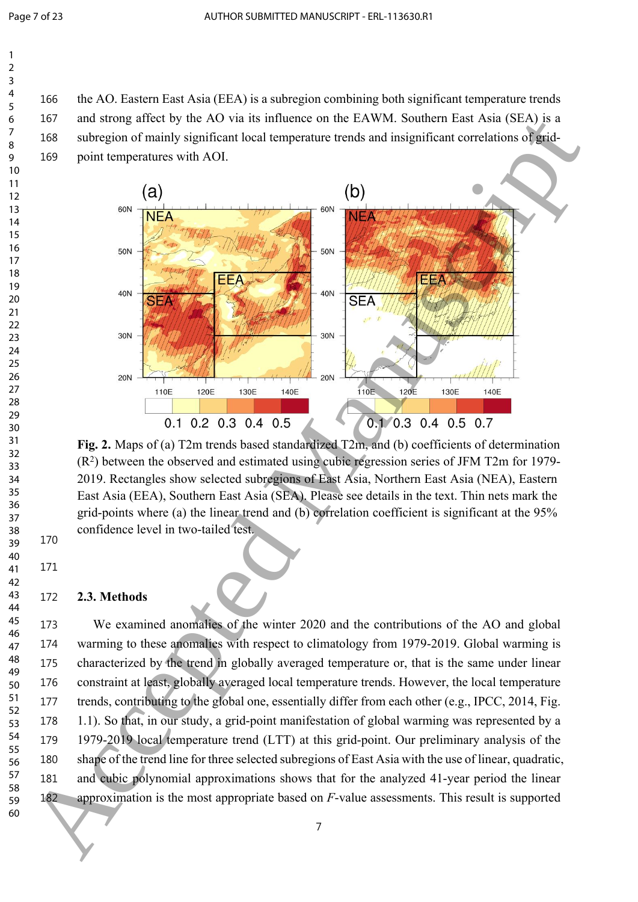the AO. Eastern East Asia (EEA) is a subregion combining both significant temperature trends and strong affect by the AO via its influence on the EAWM. Southern East Asia (SEA) is a subregion of mainly significant local temperature trends and insignificant correlations of grid-point temperatures with AOI.

**Fig. 2.** Maps of (a) T2m trends based standardized T2m, and (b) coefficients of determination ($R^2$) between the observed and estimated using cubic regression series of JFM T2m for 1979-2019. Rectangles show selected subregions of East Asia, Northern East Asia (NEA), Eastern East Asia (EEA), Southern East Asia (SEA). Please see details in the text. Thin nets mark the grid-points where (a) the linear trend and (b) correlation coefficient is significant at the 95% confidence level in two-tailed test.

### 2.3. Methods

We examined anomalies of the winter 2020 and the contributions of the AO and global warming to these anomalies with respect to climatology from 1979-2019. Global warming is characterized by the trend in globally averaged temperature or, that is the same under linear constraint at least, globally averaged local temperature trends. However, the local temperature trends, contributing to the global one, essentially differ from each other (e.g., IPCC, 2014, Fig. 1.1). So that, in our study, a grid-point manifestation of global warming was represented by a 1979-2019 local temperature trend (LTT) at this grid-point. Our preliminary analysis of the shape of the trend line for three selected subregions of East Asia with the use of linear, quadratic, and cubic polynomial approximations shows that for the analyzed 41-year period the linear approximation is the most appropriate based on $F$-value assessments. This result is supported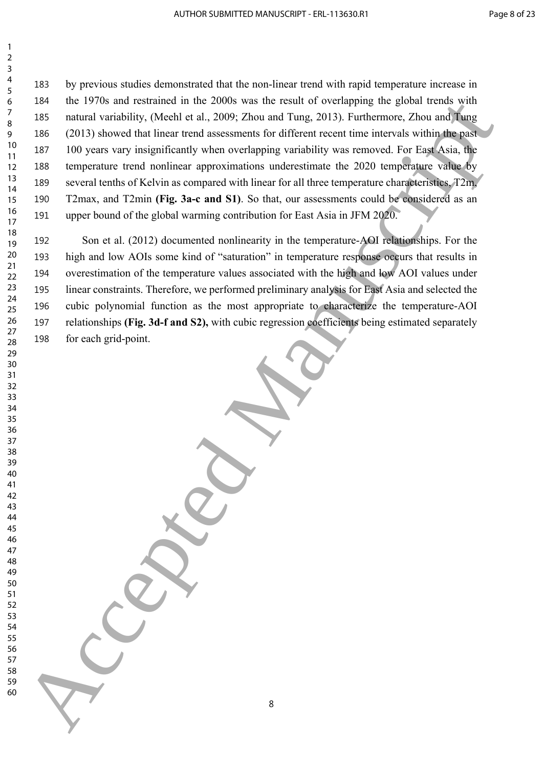by previous studies demonstrated that the non-linear trend with rapid temperature increase in the 1970s and restrained in the 2000s was the result of overlapping the global trends with natural variability, (Meehl et al., 2009; Zhou and Tung, 2013). Furthermore, Zhou and Tung (2013) showed that linear trend assessments for different recent time intervals within the past 100 years vary insignificantly when overlapping variability was removed. For East Asia, the temperature trend nonlinear approximations underestimate the 2020 temperature value by several tenths of Kelvin as compared with linear for all three temperature characteristics, T2m, T2max, and T2min **(Fig. 3a-c and S1)**. So that, our assessments could be considered as an upper bound of the global warming contribution for East Asia in JFM 2020.

Son et al. (2012) documented nonlinearity in the temperature-AOI relationships. For the high and low AOIs some kind of "saturation" in temperature response occurs that results in overestimation of the temperature values associated with the high and low AOI values under linear constraints. Therefore, we performed preliminary analysis for East Asia and selected the cubic polynomial function as the most appropriate to characterize the temperature-AOI relationships **(Fig. 3d-f and S2),** with cubic regression coefficients being estimated separately for each grid-point.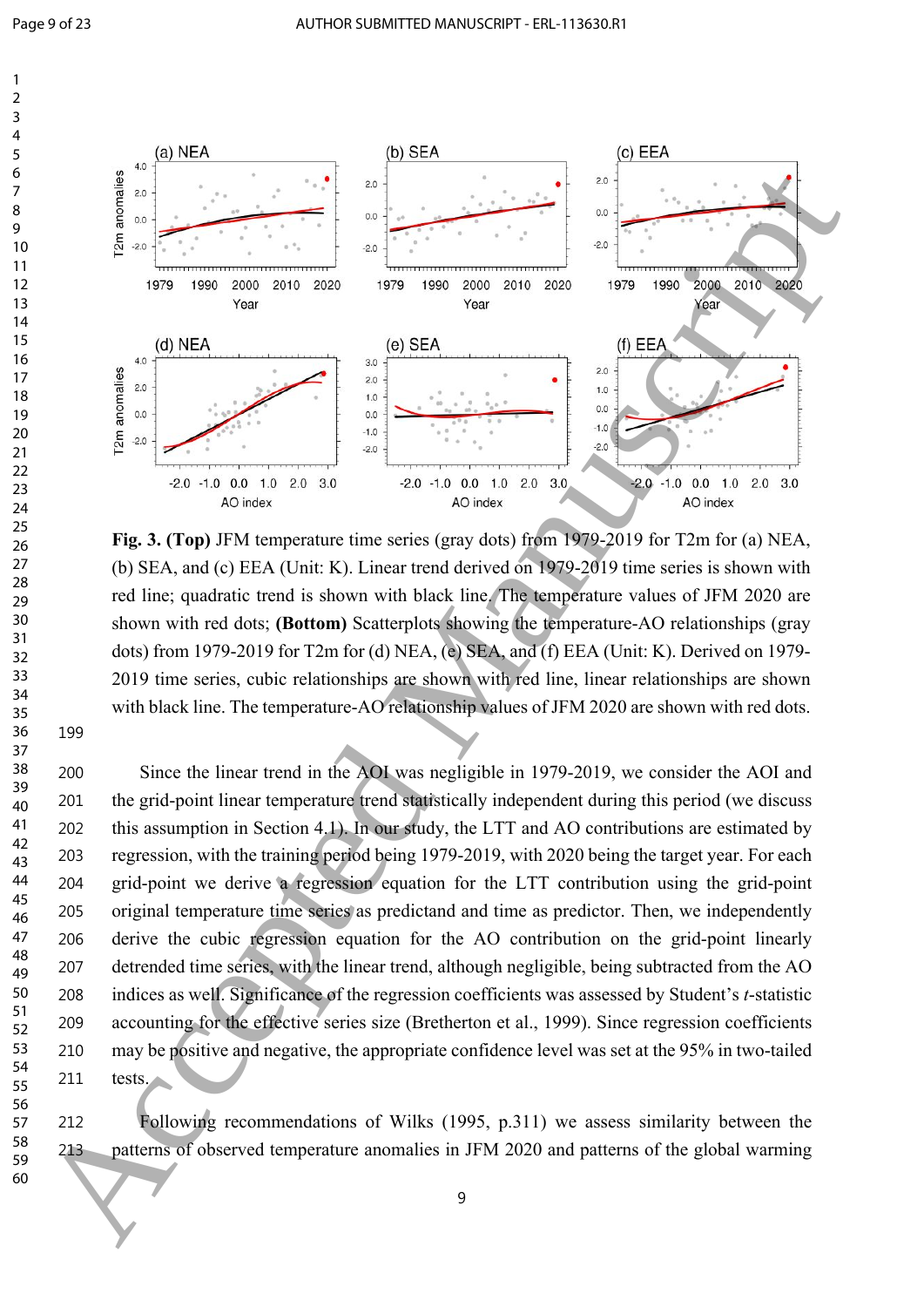**Fig. 3. (Top)** JFM temperature time series (gray dots) from 1979-2019 for T2m for (a) NEA, (b) SEA, and (c) EEA (Unit: K). Linear trend derived on 1979-2019 time series is shown with red line; quadratic trend is shown with black line. The temperature values of JFM 2020 are shown with red dots; **(Bottom)** Scatterplots showing the temperature-AO relationships (gray dots) from 1979-2019 for T2m for (d) NEA, (e) SEA, and (f) EEA (Unit: K). Derived on 1979-2019 time series, cubic relationships are shown with red line, linear relationships are shown with black line. The temperature-AO relationship values of JFM 2020 are shown with red dots.

Since the linear trend in the AOI was negligible in 1979-2019, we consider the AOI and the grid-point linear temperature trend statistically independent during this period (we discuss this assumption in Section 4.1). In our study, the LTT and AO contributions are estimated by regression, with the training period being 1979-2019, with 2020 being the target year. For each grid-point we derive a regression equation for the LTT contribution using the grid-point original temperature time series as predictand and time as predictor. Then, we independently derive the cubic regression equation for the AO contribution on the grid-point linearly detrended time series, with the linear trend, although negligible, being subtracted from the AO indices as well. Significance of the regression coefficients was assessed by Student's *t*-statistic accounting for the effective series size (Bretherton et al., 1999). Since regression coefficients may be positive and negative, the appropriate confidence level was set at the 95% in two-tailed tests.

Following recommendations of Wilks (1995, p.311) we assess similarity between the patterns of observed temperature anomalies in JFM 2020 and patterns of the global warming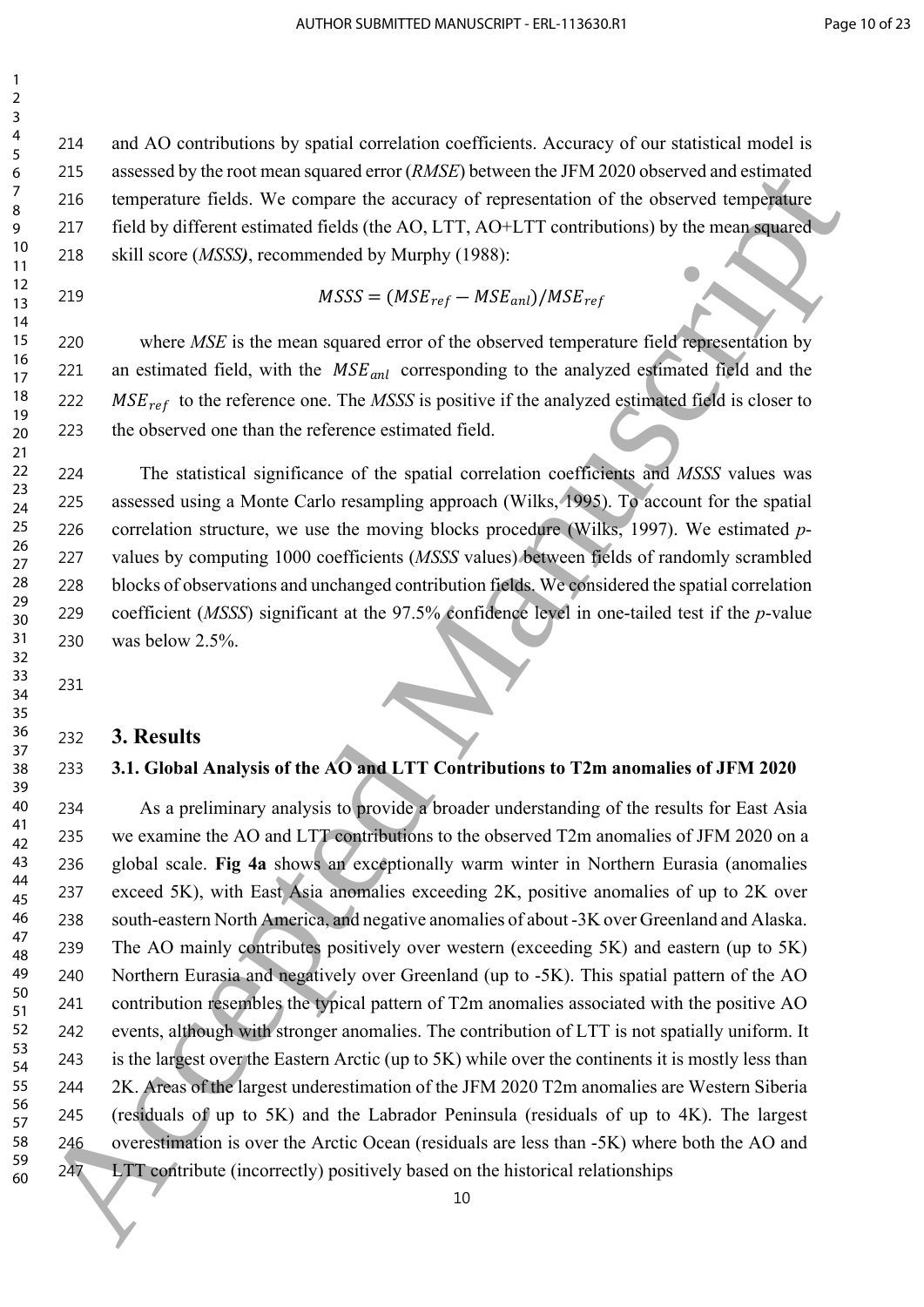and AO contributions by spatial correlation coefficients. Accuracy of our statistical model is assessed by the root mean squared error (*RMSE*) between the JFM 2020 observed and estimated temperature fields. We compare the accuracy of representation of the observed temperature field by different estimated fields (the AO, LTT, AO+LTT contributions) by the mean squared skill score (*MSSS)*, recommended by Murphy (1988):

$$MSSS = (MSE_{ref} - MSE_{anl})/MSE_{ref}$$

where *MSE* is the mean squared error of the observed temperature field representation by an estimated field, with the $MSE_{anl}$ corresponding to the analyzed estimated field and the $MSE_{ref}$ to the reference one. The *MSSS* is positive if the analyzed estimated field is closer to the observed one than the reference estimated field.

The statistical significance of the spatial correlation coefficients and *MSSS* values was assessed using a Monte Carlo resampling approach (Wilks, 1995). To account for the spatial correlation structure, we use the moving blocks procedure (Wilks, 1997). We estimated *p*-values by computing 1000 coefficients (*MSSS* values) between fields of randomly scrambled blocks of observations and unchanged contribution fields. We considered the spatial correlation coefficient (*MSSS*) significant at the 97.5% confidence level in one-tailed test if the *p*-value was below 2.5%.

## 3. Results

### 3.1. Global Analysis of the AO and LTT Contributions to T2m anomalies of JFM 2020

As a preliminary analysis to provide a broader understanding of the results for East Asia we examine the AO and LTT contributions to the observed T2m anomalies of JFM 2020 on a global scale. **Fig 4a** shows an exceptionally warm winter in Northern Eurasia (anomalies exceed 5K), with East Asia anomalies exceeding 2K, positive anomalies of up to 2K over south-eastern North America, and negative anomalies of about -3K over Greenland and Alaska. The AO mainly contributes positively over western (exceeding 5K) and eastern (up to 5K) Northern Eurasia and negatively over Greenland (up to -5K). This spatial pattern of the AO contribution resembles the typical pattern of T2m anomalies associated with the positive AO events, although with stronger anomalies. The contribution of LTT is not spatially uniform. It is the largest over the Eastern Arctic (up to 5K) while over the continents it is mostly less than 2K. Areas of the largest underestimation of the JFM 2020 T2m anomalies are Western Siberia (residuals of up to 5K) and the Labrador Peninsula (residuals of up to 4K). The largest overestimation is over the Arctic Ocean (residuals are less than -5K) where both the AO and LTT contribute (incorrectly) positively based on the historical relationships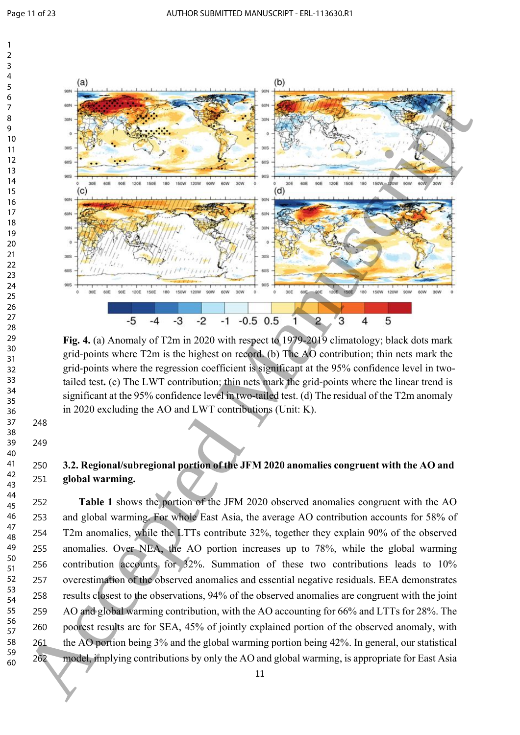**Fig. 4.** (a) Anomaly of T2m in 2020 with respect to 1979-2019 climatology; black dots mark grid-points where T2m is the highest on record. (b) The AO contribution; thin nets mark the grid-points where the regression coefficient is significant at the 95% confidence level in two-tailed test. (c) The LWT contribution; thin nets mark the grid-points where the linear trend is significant at the 95% confidence level in two-tailed test. (d) The residual of the T2m anomaly in 2020 excluding the AO and LWT contributions (Unit: K).

### 3.2. Regional/subregional portion of the JFM 2020 anomalies congruent with the AO and global warming.

**Table 1** shows the portion of the JFM 2020 observed anomalies congruent with the AO and global warming. For whole East Asia, the average AO contribution accounts for 58% of T2m anomalies, while the LTTs contribute 32%, together they explain 90% of the observed anomalies. Over NEA, the AO portion increases up to 78%, while the global warming contribution accounts for 32%. Summation of these two contributions leads to 10% overestimation of the observed anomalies and essential negative residuals. EEA demonstrates results closest to the observations, 94% of the observed anomalies are congruent with the joint AO and global warming contribution, with the AO accounting for 66% and LTTs for 28%. The poorest results are for SEA, 45% of jointly explained portion of the observed anomaly, with the AO portion being 3% and the global warming portion being 42%. In general, our statistical model, implying contributions by only the AO and global warming, is appropriate for East Asia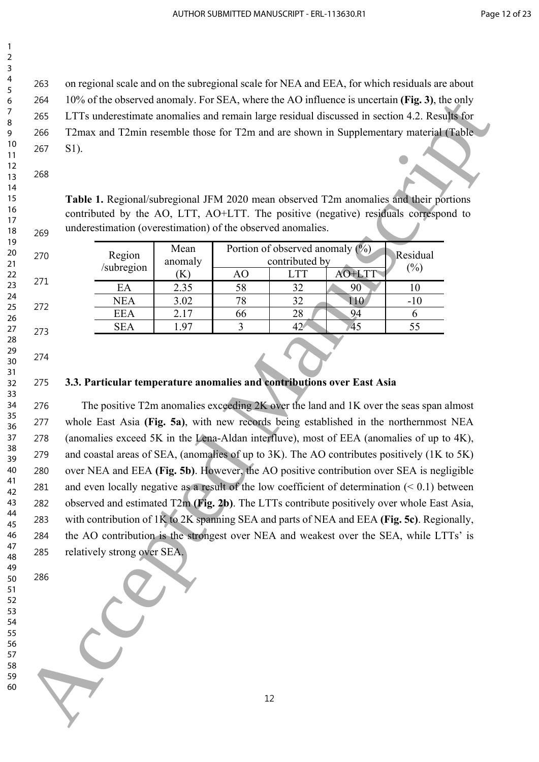on regional scale and on the subregional scale for NEA and EEA, for which residuals are about 10% of the observed anomaly. For SEA, where the AO influence is uncertain **(Fig. 3)**, the only LTTs underestimate anomalies and remain large residual discussed in section 4.2. Results for T2max and T2min resemble those for T2m and are shown in Supplementary material (Table S1).

**Table 1.** Regional/subregional JFM 2020 mean observed T2m anomalies and their portions contributed by the AO, LTT, AO+LTT. The positive (negative) residuals correspond to underestimation (overestimation) of the observed anomalies.

| Region /subregion | Mean anomaly (K) | Portion of observed anomaly (%) contributed by | | | Residual (%) |
|---|---|---|---|---|---|
| | | AO | LTT | AO+LTT | |
| EA | 2.35 | 58 | 32 | 90 | 10 |
| NEA | 3.02 | 78 | 32 | 110 | -10 |
| EEA | 2.17 | 66 | 28 | 94 | 6 |
| SEA | 1.97 | 3 | 42 | 45 | 55 |

### 3.3. Particular temperature anomalies and contributions over East Asia

The positive T2m anomalies exceeding 2K over the land and 1K over the seas span almost whole East Asia **(Fig. 5a)**, with new records being established in the northernmost NEA (anomalies exceed 5K in the Lena-Aldan interfluve), most of EEA (anomalies of up to 4K), and coastal areas of SEA, (anomalies of up to 3K). The AO contributes positively (1K to 5K) over NEA and EEA **(Fig. 5b)**. However, the AO positive contribution over SEA is negligible and even locally negative as a result of the low coefficient of determination (< 0.1) between observed and estimated T2m **(Fig. 2b)**. The LTTs contribute positively over whole East Asia, with contribution of 1K to 2K spanning SEA and parts of NEA and EEA **(Fig. 5c)**. Regionally, the AO contribution is the strongest over NEA and weakest over the SEA, while LTTs' is relatively strong over SEA.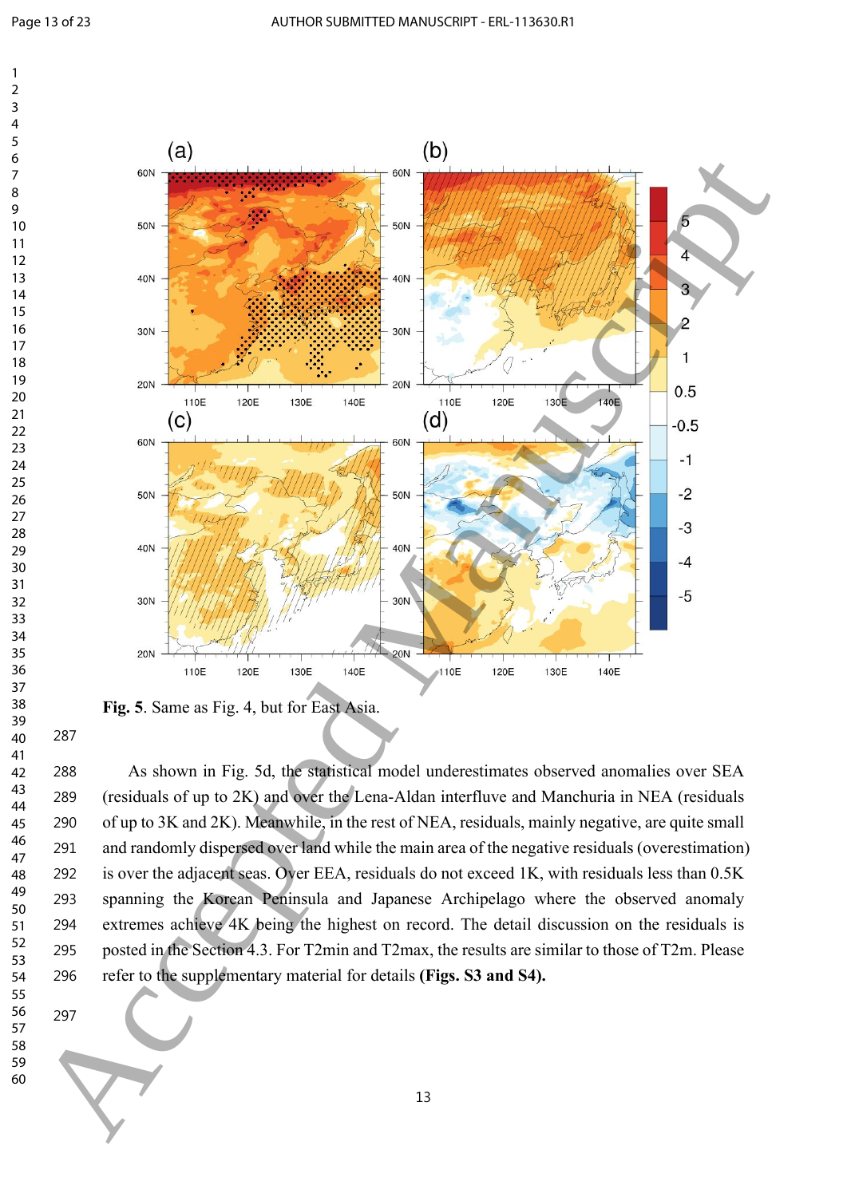**Fig. 5**. Same as Fig. 4, but for East Asia.

As shown in Fig. 5d, the statistical model underestimates observed anomalies over SEA (residuals of up to 2K) and over the Lena-Aldan interfluve and Manchuria in NEA (residuals of up to 3K and 2K). Meanwhile, in the rest of NEA, residuals, mainly negative, are quite small and randomly dispersed over land while the main area of the negative residuals (overestimation) is over the adjacent seas. Over EEA, residuals do not exceed 1K, with residuals less than 0.5K spanning the Korean Peninsula and Japanese Archipelago where the observed anomaly extremes achieve 4K being the highest on record. The detail discussion on the residuals is posted in the Section 4.3. For T2min and T2max, the results are similar to those of T2m. Please refer to the supplementary material for details **(Figs. S3 and S4).**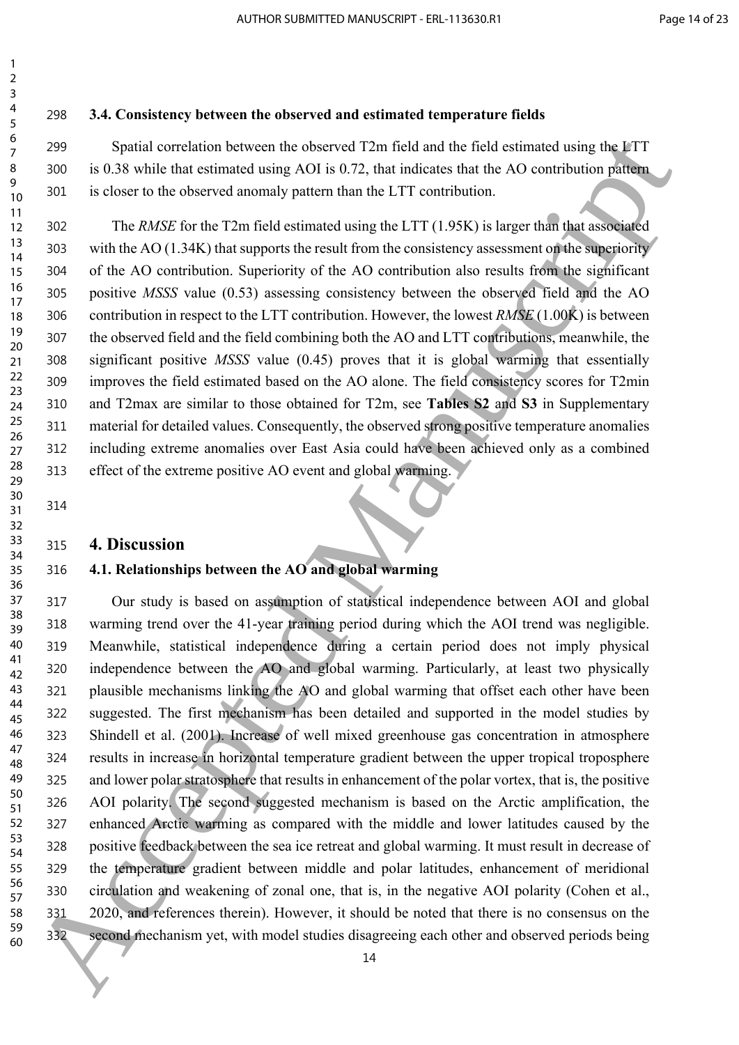### 3.4. Consistency between the observed and estimated temperature fields

Spatial correlation between the observed T2m field and the field estimated using the LTT is 0.38 while that estimated using AOI is 0.72, that indicates that the AO contribution pattern is closer to the observed anomaly pattern than the LTT contribution.

The *RMSE* for the T2m field estimated using the LTT (1.95K) is larger than that associated with the AO (1.34K) that supports the result from the consistency assessment on the superiority of the AO contribution. Superiority of the AO contribution also results from the significant positive *MSSS* value (0.53) assessing consistency between the observed field and the AO contribution in respect to the LTT contribution. However, the lowest *RMSE* (1.00K) is between the observed field and the field combining both the AO and LTT contributions, meanwhile, the significant positive *MSSS* value (0.45) proves that it is global warming that essentially improves the field estimated based on the AO alone. The field consistency scores for T2min and T2max are similar to those obtained for T2m, see **Tables S2** and **S3** in Supplementary material for detailed values. Consequently, the observed strong positive temperature anomalies including extreme anomalies over East Asia could have been achieved only as a combined effect of the extreme positive AO event and global warming.

## 4. Discussion

### 4.1. Relationships between the AO and global warming

Our study is based on assumption of statistical independence between AOI and global warming trend over the 41-year training period during which the AOI trend was negligible. Meanwhile, statistical independence during a certain period does not imply physical independence between the AO and global warming. Particularly, at least two physically plausible mechanisms linking the AO and global warming that offset each other have been suggested. The first mechanism has been detailed and supported in the model studies by Shindell et al. (2001). Increase of well mixed greenhouse gas concentration in atmosphere results in increase in horizontal temperature gradient between the upper tropical troposphere and lower polar stratosphere that results in enhancement of the polar vortex, that is, the positive AOI polarity. The second suggested mechanism is based on the Arctic amplification, the enhanced Arctic warming as compared with the middle and lower latitudes caused by the positive feedback between the sea ice retreat and global warming. It must result in decrease of the temperature gradient between middle and polar latitudes, enhancement of meridional circulation and weakening of zonal one, that is, in the negative AOI polarity (Cohen et al., 2020, and references therein). However, it should be noted that there is no consensus on the second mechanism yet, with model studies disagreeing each other and observed periods being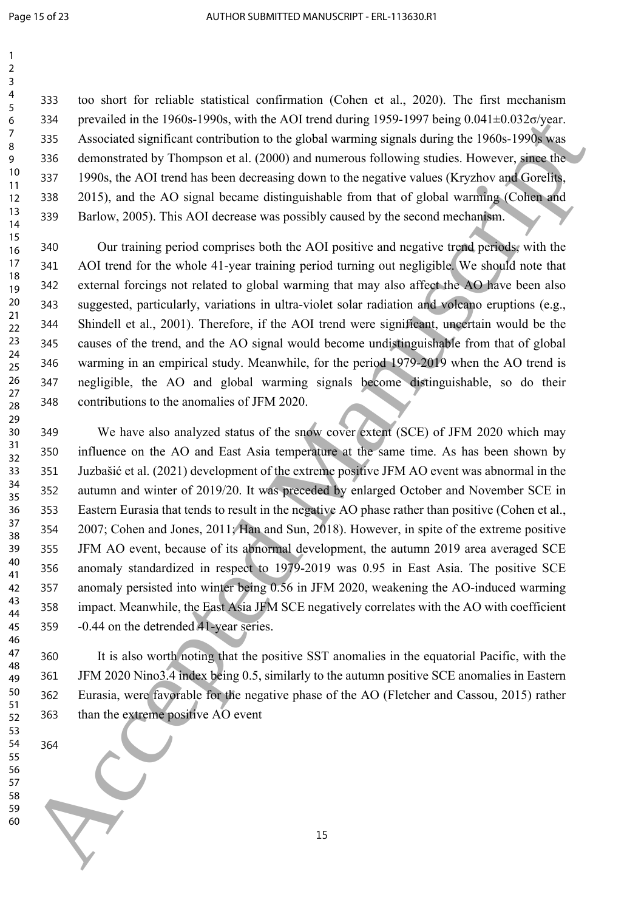too short for reliable statistical confirmation (Cohen et al., 2020). The first mechanism prevailed in the 1960s-1990s, with the AOI trend during 1959-1997 being $0.041\pm0.032\sigma$/year. Associated significant contribution to the global warming signals during the 1960s-1990s was demonstrated by Thompson et al. (2000) and numerous following studies. However, since the 1990s, the AOI trend has been decreasing down to the negative values (Kryzhov and Gorelits, 2015), and the AO signal became distinguishable from that of global warming (Cohen and Barlow, 2005). This AOI decrease was possibly caused by the second mechanism.

Our training period comprises both the AOI positive and negative trend periods, with the AOI trend for the whole 41-year training period turning out negligible. We should note that external forcings not related to global warming that may also affect the AO have been also suggested, particularly, variations in ultra-violet solar radiation and volcano eruptions (e.g., Shindell et al., 2001). Therefore, if the AOI trend were significant, uncertain would be the causes of the trend, and the AO signal would become undistinguishable from that of global warming in an empirical study. Meanwhile, for the period 1979-2019 when the AO trend is negligible, the AO and global warming signals become distinguishable, so do their contributions to the anomalies of JFM 2020.

We have also analyzed status of the snow cover extent (SCE) of JFM 2020 which may influence on the AO and East Asia temperature at the same time. As has been shown by Juzbašić et al. (2021) development of the extreme positive JFM AO event was abnormal in the autumn and winter of 2019/20. It was preceded by enlarged October and November SCE in Eastern Eurasia that tends to result in the negative AO phase rather than positive (Cohen et al., 2007; Cohen and Jones, 2011; Han and Sun, 2018). However, in spite of the extreme positive JFM AO event, because of its abnormal development, the autumn 2019 area averaged SCE anomaly standardized in respect to 1979-2019 was 0.95 in East Asia. The positive SCE anomaly persisted into winter being 0.56 in JFM 2020, weakening the AO-induced warming impact. Meanwhile, the East Asia JFM SCE negatively correlates with the AO with coefficient -0.44 on the detrended 41-year series.

It is also worth noting that the positive SST anomalies in the equatorial Pacific, with the JFM 2020 Nino3.4 index being 0.5, similarly to the autumn positive SCE anomalies in Eastern Eurasia, were favorable for the negative phase of the AO (Fletcher and Cassou, 2015) rather than the extreme positive AO event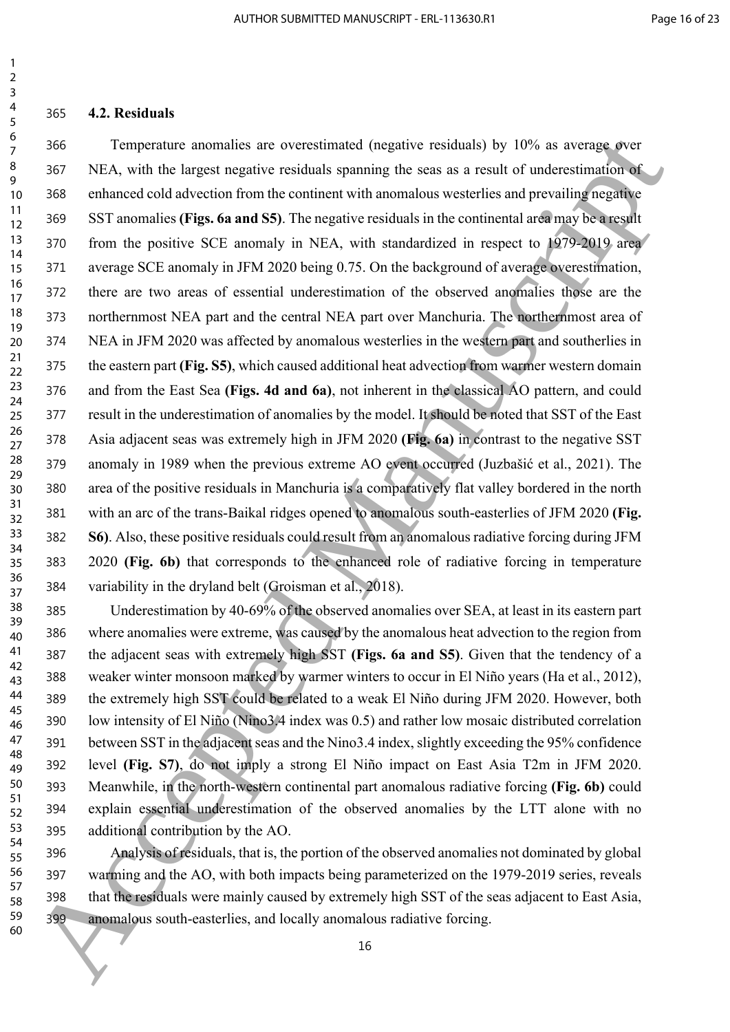### 4.2. Residuals

Temperature anomalies are overestimated (negative residuals) by 10% as average over NEA, with the largest negative residuals spanning the seas as a result of underestimation of enhanced cold advection from the continent with anomalous westerlies and prevailing negative SST anomalies **(Figs. 6a and S5)**. The negative residuals in the continental area may be a result from the positive SCE anomaly in NEA, with standardized in respect to 1979-2019 area average SCE anomaly in JFM 2020 being 0.75. On the background of average overestimation, there are two areas of essential underestimation of the observed anomalies those are the northernmost NEA part and the central NEA part over Manchuria. The northernmost area of NEA in JFM 2020 was affected by anomalous westerlies in the western part and southerlies in the eastern part **(Fig. S5)**, which caused additional heat advection from warmer western domain and from the East Sea **(Figs. 4d and 6a)**, not inherent in the classical AO pattern, and could result in the underestimation of anomalies by the model. It should be noted that SST of the East Asia adjacent seas was extremely high in JFM 2020 **(Fig. 6a)** in contrast to the negative SST anomaly in 1989 when the previous extreme AO event occurred (Juzbašić et al., 2021). The area of the positive residuals in Manchuria is a comparatively flat valley bordered in the north with an arc of the trans-Baikal ridges opened to anomalous south-easterlies of JFM 2020 **(Fig. S6)**. Also, these positive residuals could result from an anomalous radiative forcing during JFM 2020 **(Fig. 6b)** that corresponds to the enhanced role of radiative forcing in temperature variability in the dryland belt (Groisman et al., 2018).

Underestimation by 40-69% of the observed anomalies over SEA, at least in its eastern part where anomalies were extreme, was caused by the anomalous heat advection to the region from the adjacent seas with extremely high SST **(Figs. 6a and S5)**. Given that the tendency of a weaker winter monsoon marked by warmer winters to occur in El Niño years (Ha et al., 2012), the extremely high SST could be related to a weak El Niño during JFM 2020. However, both low intensity of El Niño (Nino3.4 index was 0.5) and rather low mosaic distributed correlation between SST in the adjacent seas and the Nino3.4 index, slightly exceeding the 95% confidence level **(Fig. S7)**, do not imply a strong El Niño impact on East Asia T2m in JFM 2020. Meanwhile, in the north-western continental part anomalous radiative forcing **(Fig. 6b)** could explain essential underestimation of the observed anomalies by the LTT alone with no additional contribution by the AO.

Analysis of residuals, that is, the portion of the observed anomalies not dominated by global warming and the AO, with both impacts being parameterized on the 1979-2019 series, reveals that the residuals were mainly caused by extremely high SST of the seas adjacent to East Asia, anomalous south-easterlies, and locally anomalous radiative forcing.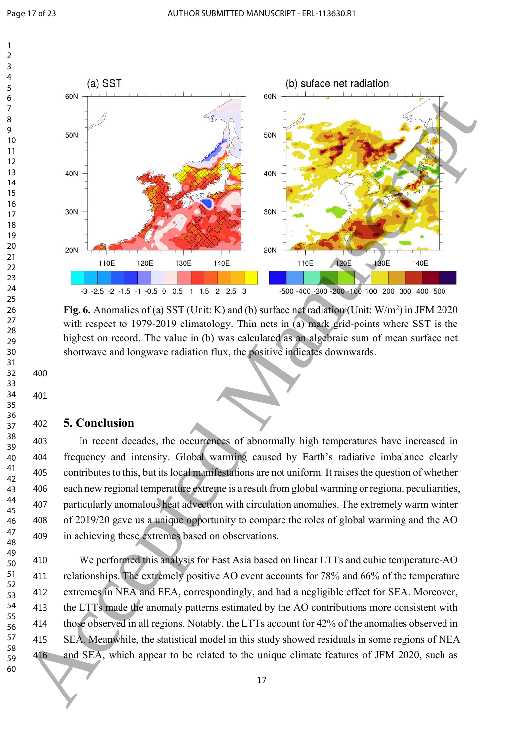**Fig. 6.** Anomalies of (a) SST (Unit: K) and (b) surface net radiation (Unit: W/m$^2$) in JFM 2020 with respect to 1979-2019 climatology. Thin nets in (a) mark grid-points where SST is the highest on record. The value in (b) was calculated as an algebraic sum of mean surface net shortwave and longwave radiation flux, the positive indicates downwards.

## 5. Conclusion

In recent decades, the occurrences of abnormally high temperatures have increased in frequency and intensity. Global warming caused by Earth's radiative imbalance clearly contributes to this, but its local manifestations are not uniform. It raises the question of whether each new regional temperature extreme is a result from global warming or regional peculiarities, particularly anomalous heat advection with circulation anomalies. The extremely warm winter of 2019/20 gave us a unique opportunity to compare the roles of global warming and the AO in achieving these extremes based on observations.

We performed this analysis for East Asia based on linear LTTs and cubic temperature-AO relationships. The extremely positive AO event accounts for 78% and 66% of the temperature extremes in NEA and EEA, correspondingly, and had a negligible effect for SEA. Moreover, the LTTs made the anomaly patterns estimated by the AO contributions more consistent with those observed in all regions. Notably, the LTTs account for 42% of the anomalies observed in SEA. Meanwhile, the statistical model in this study showed residuals in some regions of NEA and SEA, which appear to be related to the unique climate features of JFM 2020, such as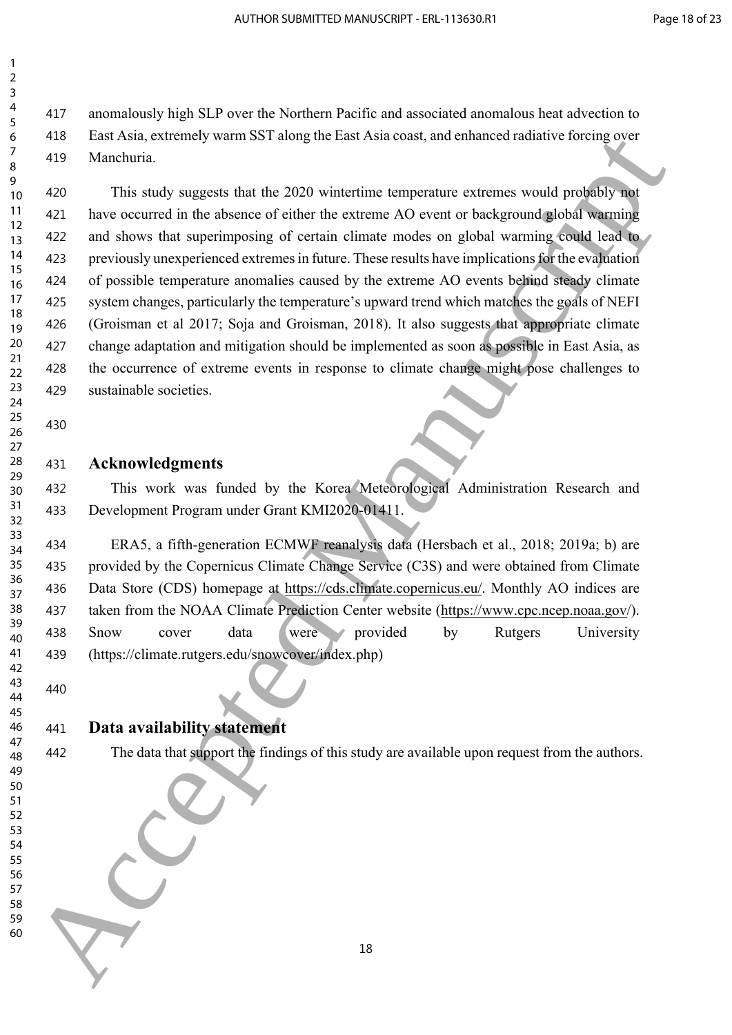anomalously high SLP over the Northern Pacific and associated anomalous heat advection to East Asia, extremely warm SST along the East Asia coast, and enhanced radiative forcing over Manchuria.

This study suggests that the 2020 wintertime temperature extremes would probably not have occurred in the absence of either the extreme AO event or background global warming and shows that superimposing of certain climate modes on global warming could lead to previously unexperienced extremes in future. These results have implications for the evaluation of possible temperature anomalies caused by the extreme AO events behind steady climate system changes, particularly the temperature's upward trend which matches the goals of NEFI (Groisman et al 2017; Soja and Groisman, 2018). It also suggests that appropriate climate change adaptation and mitigation should be implemented as soon as possible in East Asia, as the occurrence of extreme events in response to climate change might pose challenges to sustainable societies.

## Acknowledgments

This work was funded by the Korea Meteorological Administration Research and Development Program under Grant KMI2020-01411.

ERA5, a fifth-generation ECMWF reanalysis data (Hersbach et al., 2018; 2019a; b) are provided by the Copernicus Climate Change Service (C3S) and were obtained from Climate Data Store (CDS) homepage at https://cds.climate.copernicus.eu/. Monthly AO indices are taken from the NOAA Climate Prediction Center website (https://www.cpc.ncep.noaa.gov/). Snow cover data were provided by Rutgers University (https://climate.rutgers.edu/snowcover/index.php)

## Data availability statement

The data that support the findings of this study are available upon request from the authors.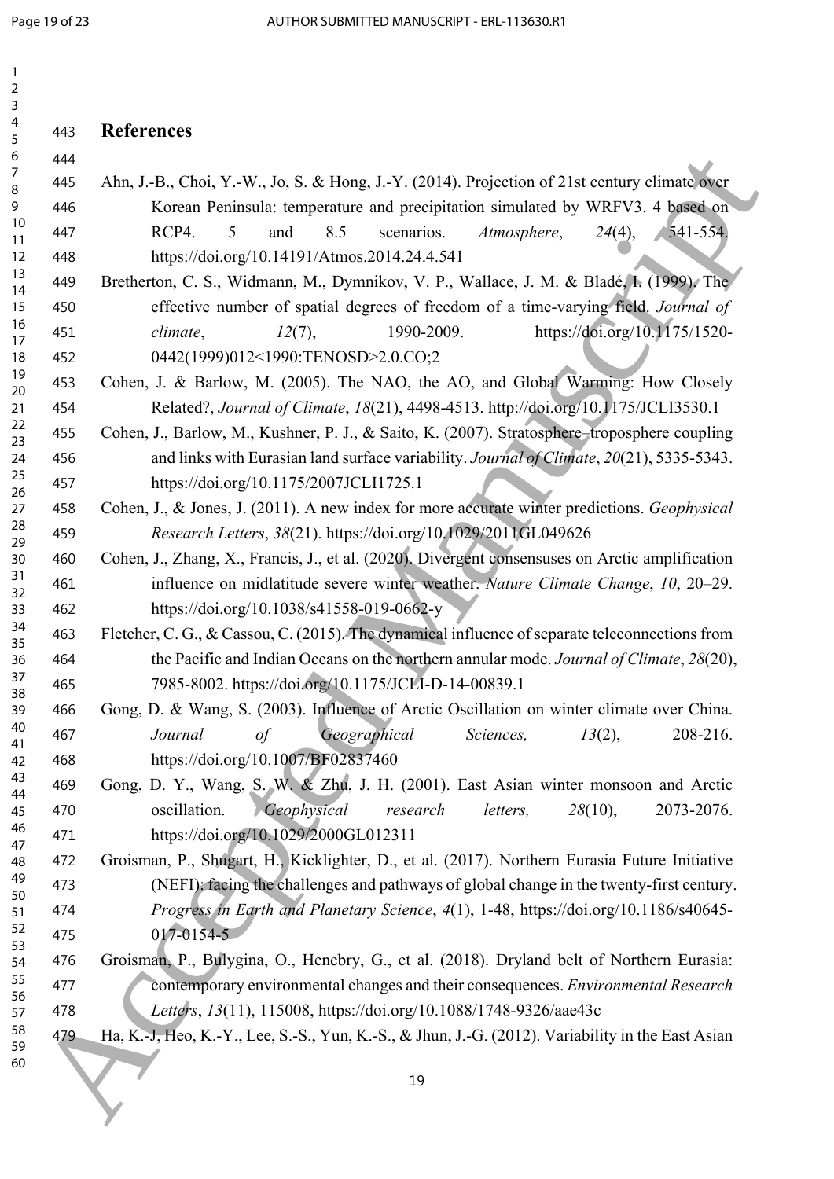## References

Ahn, J.-B., Choi, Y.-W., Jo, S. & Hong, J.-Y. (2014). Projection of 21st century climate over Korean Peninsula: temperature and precipitation simulated by WRFV3. 4 based on RCP4. 5 and 8.5 scenarios. *Atmosphere*, *24*(4), 541-554. https://doi.org/10.14191/Atmos.2014.24.4.541

Bretherton, C. S., Widmann, M., Dymnikov, V. P., Wallace, J. M. & Bladé, I. (1999). The effective number of spatial degrees of freedom of a time-varying field. *Journal of climate*, *12*(7), 1990-2009. https://doi.org/10.1175/1520-0442(1999)012<1990:TENOSD>2.0.CO;2

Cohen, J. & Barlow, M. (2005). The NAO, the AO, and Global Warming: How Closely Related?, *Journal of Climate*, *18*(21), 4498-4513. http://doi.org/10.1175/JCLI3530.1

Cohen, J., Barlow, M., Kushner, P. J., & Saito, K. (2007). Stratosphere–troposphere coupling and links with Eurasian land surface variability. *Journal of Climate*, *20*(21), 5335-5343. https://doi.org/10.1175/2007JCLI1725.1

Cohen, J., & Jones, J. (2011). A new index for more accurate winter predictions. *Geophysical Research Letters*, *38*(21). https://doi.org/10.1029/2011GL049626

Cohen, J., Zhang, X., Francis, J., et al. (2020). Divergent consensuses on Arctic amplification influence on midlatitude severe winter weather. *Nature Climate Change*, *10*, 20–29. https://doi.org/10.1038/s41558-019-0662-y

Fletcher, C. G., & Cassou, C. (2015). The dynamical influence of separate teleconnections from the Pacific and Indian Oceans on the northern annular mode. *Journal of Climate*, *28*(20), 7985-8002. https://doi.org/10.1175/JCLI-D-14-00839.1

Gong, D. & Wang, S. (2003). Influence of Arctic Oscillation on winter climate over China. *Journal of Geographical Sciences, 13*(2), 208-216. https://doi.org/10.1007/BF02837460

Gong, D. Y., Wang, S. W. & Zhu, J. H. (2001). East Asian winter monsoon and Arctic oscillation. *Geophysical research letters, 28*(10), 2073-2076. https://doi.org/10.1029/2000GL012311

Groisman, P., Shugart, H., Kicklighter, D., et al. (2017). Northern Eurasia Future Initiative (NEFI): facing the challenges and pathways of global change in the twenty-first century. *Progress in Earth and Planetary Science*, *4*(1), 1-48, https://doi.org/10.1186/s40645-017-0154-5

Groisman, P., Bulygina, O., Henebry, G., et al. (2018). Dryland belt of Northern Eurasia: contemporary environmental changes and their consequences. *Environmental Research Letters*, *13*(11), 115008, https://doi.org/10.1088/1748-9326/aae43c

Ha, K.-J, Heo, K.-Y., Lee, S.-S., Yun, K.-S., & Jhun, J.-G. (2012). Variability in the East Asian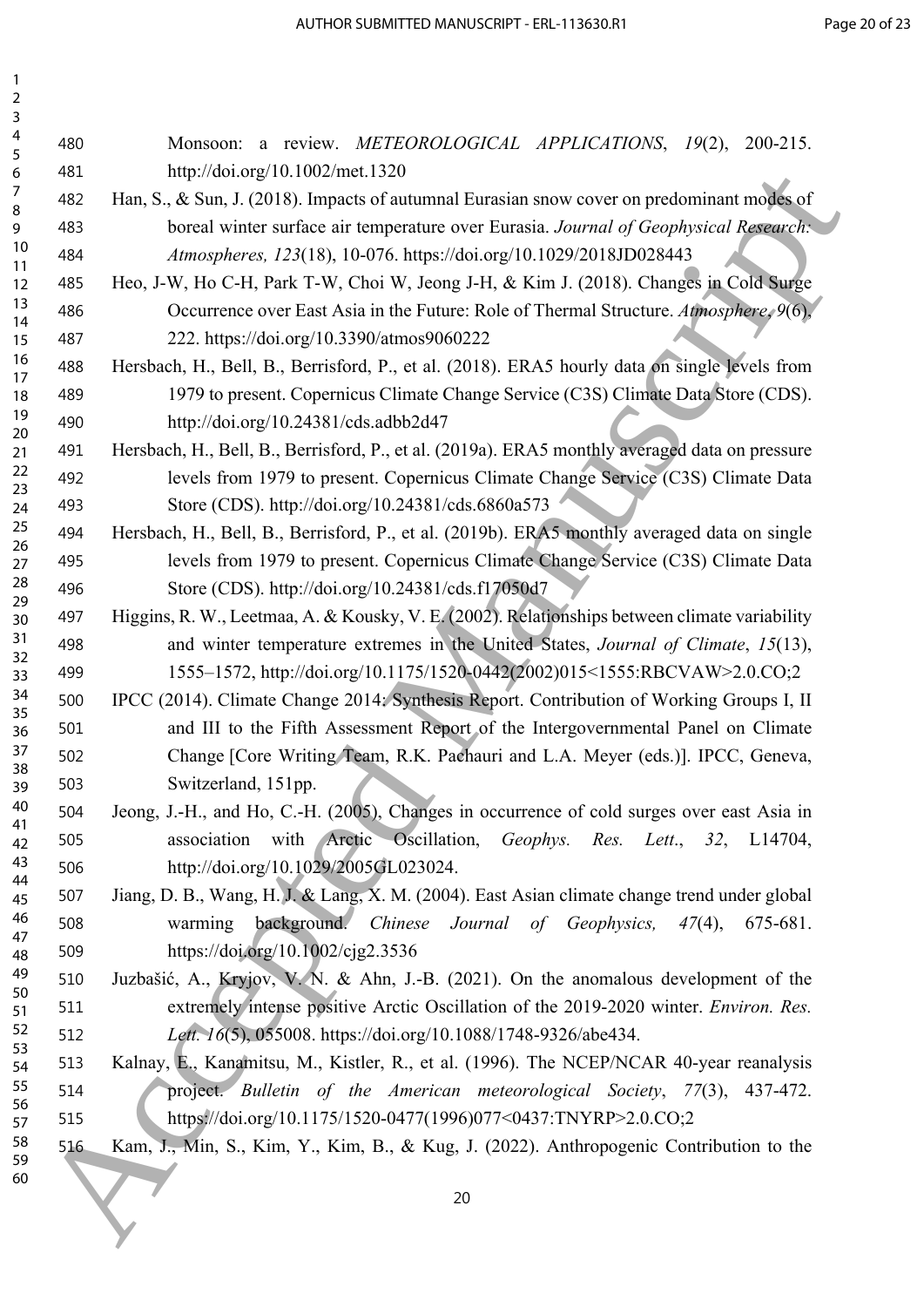Monsoon: a review. *METEOROLOGICAL APPLICATIONS*, *19*(2), 200-215. http://doi.org/10.1002/met.1320

Han, S., & Sun, J. (2018). Impacts of autumnal Eurasian snow cover on predominant modes of boreal winter surface air temperature over Eurasia. *Journal of Geophysical Research: Atmospheres, 123*(18), 10-076. https://doi.org/10.1029/2018JD028443

Heo, J-W, Ho C-H, Park T-W, Choi W, Jeong J-H, & Kim J. (2018). Changes in Cold Surge Occurrence over East Asia in the Future: Role of Thermal Structure. *Atmosphere*, *9*(6), 222. https://doi.org/10.3390/atmos9060222

Hersbach, H., Bell, B., Berrisford, P., et al. (2018). ERA5 hourly data on single levels from 1979 to present. Copernicus Climate Change Service (C3S) Climate Data Store (CDS). http://doi.org/10.24381/cds.adbb2d47

Hersbach, H., Bell, B., Berrisford, P., et al. (2019a). ERA5 monthly averaged data on pressure levels from 1979 to present. Copernicus Climate Change Service (C3S) Climate Data Store (CDS). http://doi.org/10.24381/cds.6860a573

Hersbach, H., Bell, B., Berrisford, P., et al. (2019b). ERA5 monthly averaged data on single levels from 1979 to present. Copernicus Climate Change Service (C3S) Climate Data Store (CDS). http://doi.org/10.24381/cds.f17050d7

Higgins, R. W., Leetmaa, A. & Kousky, V. E. (2002). Relationships between climate variability and winter temperature extremes in the United States, *Journal of Climate*, *15*(13), 1555–1572, http://doi.org/10.1175/1520-0442(2002)015<1555:RBCVAW>2.0.CO;2

IPCC (2014). Climate Change 2014: Synthesis Report. Contribution of Working Groups I, II and III to the Fifth Assessment Report of the Intergovernmental Panel on Climate Change [Core Writing Team, R.K. Pachauri and L.A. Meyer (eds.)]. IPCC, Geneva, Switzerland, 151pp.

Jeong, J.-H., and Ho, C.-H. (2005), Changes in occurrence of cold surges over east Asia in association with Arctic Oscillation, *Geophys. Res. Lett.*, *32*, L14704, http://doi.org/10.1029/2005GL023024.

Jiang, D. B., Wang, H. J. & Lang, X. M. (2004). East Asian climate change trend under global warming background. *Chinese Journal of Geophysics, 47*(4), 675-681. https://doi.org/10.1002/cjg2.3536

Juzbašić, A., Kryjov, V. N. & Ahn, J.-B. (2021). On the anomalous development of the extremely intense positive Arctic Oscillation of the 2019-2020 winter. *Environ. Res. Lett. 16*(5), 055008. https://doi.org/10.1088/1748-9326/abe434.

Kalnay, E., Kanamitsu, M., Kistler, R., et al. (1996). The NCEP/NCAR 40-year reanalysis project. *Bulletin of the American meteorological Society*, *77*(3), 437-472. https://doi.org/10.1175/1520-0477(1996)077<0437:TNYRP>2.0.CO;2

Kam, J., Min, S., Kim, Y., Kim, B., & Kug, J. (2022). Anthropogenic Contribution to the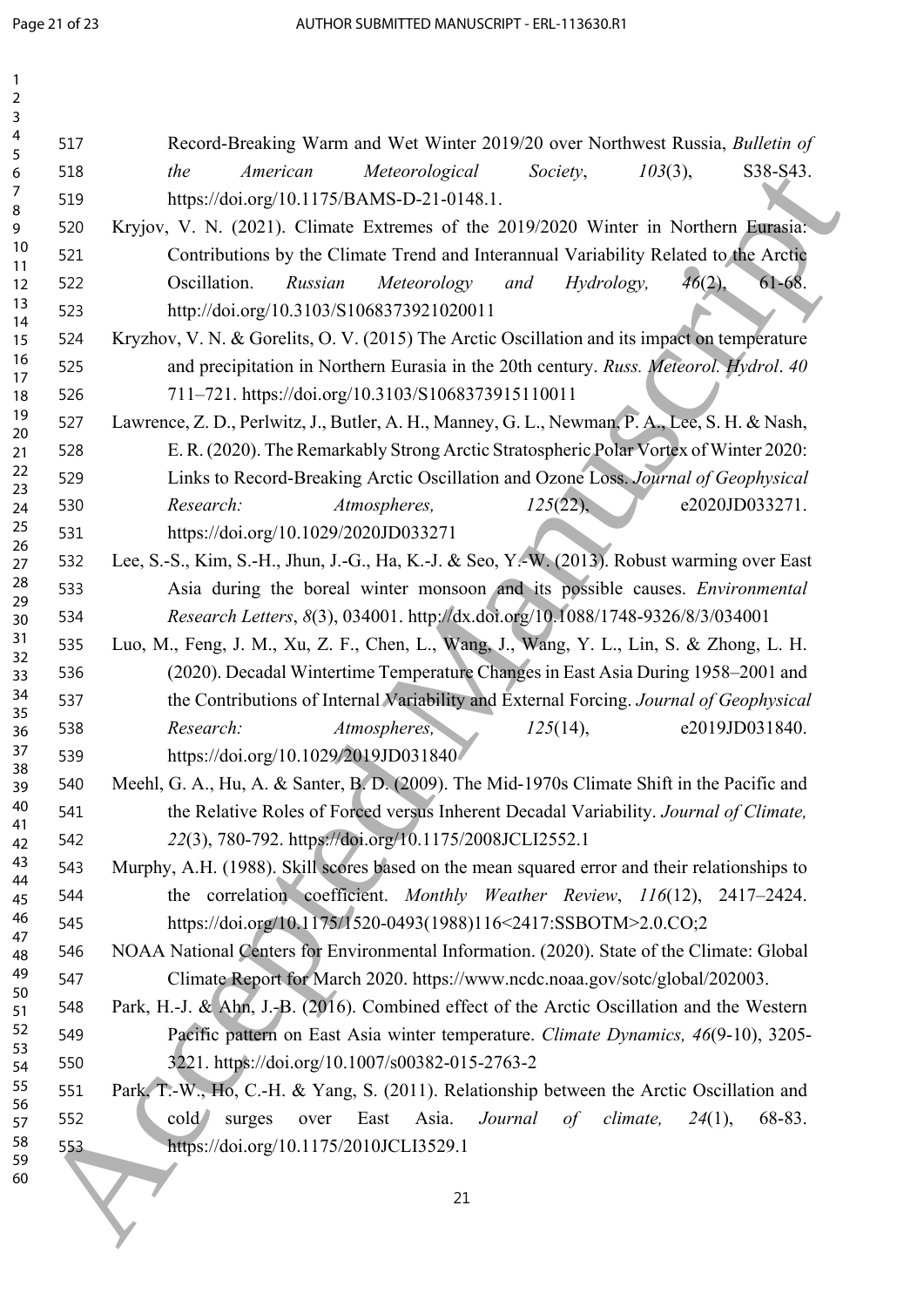Record-Breaking Warm and Wet Winter 2019/20 over Northwest Russia, *Bulletin of the American Meteorological Society*, *103*(3), S38-S43. https://doi.org/10.1175/BAMS-D-21-0148.1.

Kryjov, V. N. (2021). Climate Extremes of the 2019/2020 Winter in Northern Eurasia: Contributions by the Climate Trend and Interannual Variability Related to the Arctic Oscillation. *Russian Meteorology and Hydrology, 46*(2), 61-68. http://doi.org/10.3103/S1068373921020011

Kryzhov, V. N. & Gorelits, O. V. (2015) The Arctic Oscillation and its impact on temperature and precipitation in Northern Eurasia in the 20th century. *Russ. Meteorol. Hydrol*. *40* 711–721. https://doi.org/10.3103/S1068373915110011

Lawrence, Z. D., Perlwitz, J., Butler, A. H., Manney, G. L., Newman, P. A., Lee, S. H. & Nash, E. R. (2020). The Remarkably Strong Arctic Stratospheric Polar Vortex of Winter 2020: Links to Record-Breaking Arctic Oscillation and Ozone Loss. *Journal of Geophysical Research: Atmospheres, 125*(22), e2020JD033271. https://doi.org/10.1029/2020JD033271

Lee, S.-S., Kim, S.-H., Jhun, J.-G., Ha, K.-J. & Seo, Y.-W. (2013). Robust warming over East Asia during the boreal winter monsoon and its possible causes. *Environmental Research Letters*, *8*(3), 034001. http://dx.doi.org/10.1088/1748-9326/8/3/034001

Luo, M., Feng, J. M., Xu, Z. F., Chen, L., Wang, J., Wang, Y. L., Lin, S. & Zhong, L. H. (2020). Decadal Wintertime Temperature Changes in East Asia During 1958–2001 and the Contributions of Internal Variability and External Forcing. *Journal of Geophysical Research: Atmospheres,* *125*(14), e2019JD031840. https://doi.org/10.1029/2019JD031840

Meehl, G. A., Hu, A. & Santer, B. D. (2009). The Mid-1970s Climate Shift in the Pacific and the Relative Roles of Forced versus Inherent Decadal Variability. *Journal of Climate, 22*(3), 780-792. https://doi.org/10.1175/2008JCLI2552.1

Murphy, A.H. (1988). Skill scores based on the mean squared error and their relationships to the correlation coefficient. *Monthly Weather Review*, *116*(12), 2417–2424. https://doi.org/10.1175/1520-0493(1988)116<2417:SSBOTM>2.0.CO;2

NOAA National Centers for Environmental Information. (2020). State of the Climate: Global Climate Report for March 2020. https://www.ncdc.noaa.gov/sotc/global/202003.

Park, H.-J. & Ahn, J.-B. (2016). Combined effect of the Arctic Oscillation and the Western Pacific pattern on East Asia winter temperature. *Climate Dynamics, 46*(9-10), 3205-3221. https://doi.org/10.1007/s00382-015-2763-2

Park, T.-W., Ho, C.-H. & Yang, S. (2011). Relationship between the Arctic Oscillation and cold surges over East Asia. *Journal of climate, 24*(1), 68-83. https://doi.org/10.1175/2010JCLI3529.1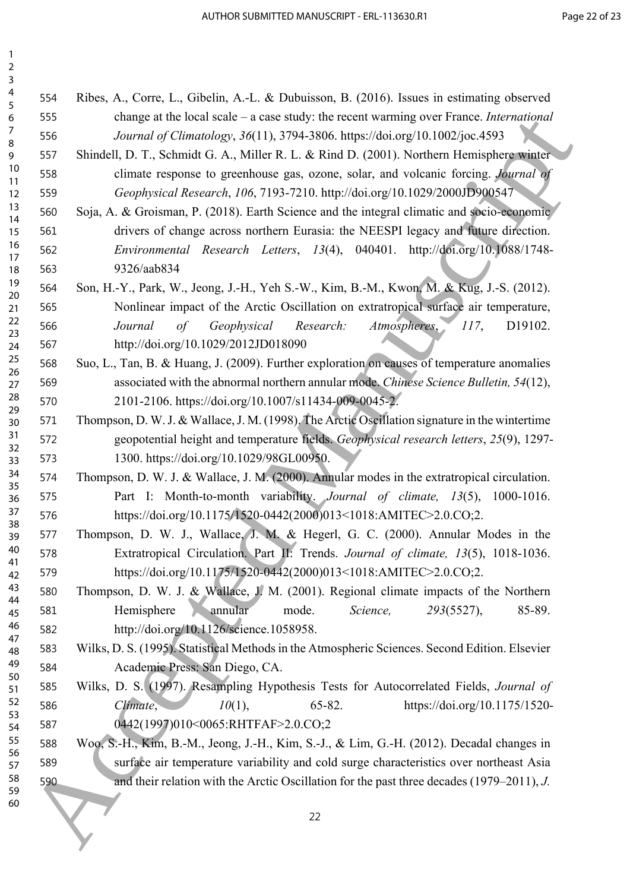Ribes, A., Corre, L., Gibelin, A.-L. & Dubuisson, B. (2016). Issues in estimating observed change at the local scale – a case study: the recent warming over France. *International Journal of Climatology*, *36*(11), 3794-3806. https://doi.org/10.1002/joc.4593

Shindell, D. T., Schmidt G. A., Miller R. L. & Rind D. (2001). Northern Hemisphere winter climate response to greenhouse gas, ozone, solar, and volcanic forcing. *Journal of Geophysical Research*, *106*, 7193-7210. http://doi.org/10.1029/2000JD900547

Soja, A. & Groisman, P. (2018). Earth Science and the integral climatic and socio-economic drivers of change across northern Eurasia: the NEESPI legacy and future direction. *Environmental Research Letters*, *13*(4), 040401. http://doi.org/10.1088/1748-9326/aab834

Son, H.-Y., Park, W., Jeong, J.-H., Yeh S.-W., Kim, B.-M., Kwon, M. & Kug, J.-S. (2012). Nonlinear impact of the Arctic Oscillation on extratropical surface air temperature, *Journal of Geophysical Research: Atmospheres*, *117*, D19102. http://doi.org/10.1029/2012JD018090

Suo, L., Tan, B. & Huang, J. (2009). Further exploration on causes of temperature anomalies associated with the abnormal northern annular mode. *Chinese Science Bulletin, 54*(12), 2101-2106. https://doi.org/10.1007/s11434-009-0045-2.

Thompson, D. W. J. & Wallace, J. M. (1998). The Arctic Oscillation signature in the wintertime geopotential height and temperature fields. *Geophysical research letters*, *25*(9), 1297-1300. https://doi.org/10.1029/98GL00950.

Thompson, D. W. J. & Wallace, J. M. (2000). Annular modes in the extratropical circulation. Part I: Month-to-month variability. *Journal of climate, 13*(5), 1000-1016. https://doi.org/10.1175/1520-0442(2000)013<1018:AMITEC>2.0.CO;2.

Thompson, D. W. J., Wallace, J. M. & Hegerl, G. C. (2000). Annular Modes in the Extratropical Circulation. Part II: Trends. *Journal of climate, 13*(5), 1018-1036. https://doi.org/10.1175/1520-0442(2000)013<1018:AMITEC>2.0.CO;2.

Thompson, D. W. J. & Wallace, J. M. (2001). Regional climate impacts of the Northern Hemisphere annular mode. *Science, 293*(5527), 85-89. http://doi.org/10.1126/science.1058958.

Wilks, D. S. (1995). Statistical Methods in the Atmospheric Sciences. Second Edition. Elsevier Academic Press: San Diego, CA.

Wilks, D. S. (1997). Resampling Hypothesis Tests for Autocorrelated Fields, *Journal of Climate*, *10*(1), 65-82. https://doi.org/10.1175/1520-0442(1997)010<0065:RHTFAF>2.0.CO;2

Woo, S.-H., Kim, B.-M., Jeong, J.-H., Kim, S.-J., & Lim, G.-H. (2012). Decadal changes in surface air temperature variability and cold surge characteristics over northeast Asia and their relation with the Arctic Oscillation for the past three decades (1979–2011), *J.*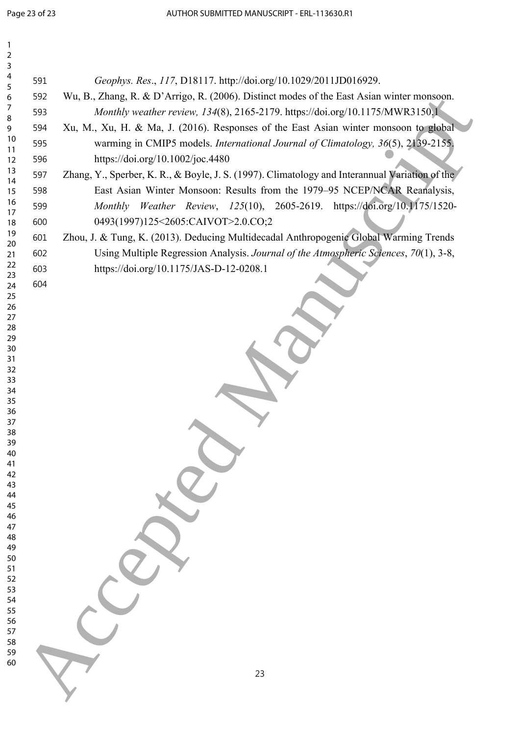*Geophys. Res*., *117*, D18117. http://doi.org/10.1029/2011JD016929.

Wu, B., Zhang, R. & D'Arrigo, R. (2006). Distinct modes of the East Asian winter monsoon. *Monthly weather review, 134*(8), 2165-2179. https://doi.org/10.1175/MWR3150.1

Xu, M., Xu, H. & Ma, J. (2016). Responses of the East Asian winter monsoon to global warming in CMIP5 models. *International Journal of Climatology, 36*(5), 2139-2155. https://doi.org/10.1002/joc.4480

Zhang, Y., Sperber, K. R., & Boyle, J. S. (1997). Climatology and Interannual Variation of the East Asian Winter Monsoon: Results from the 1979–95 NCEP/NCAR Reanalysis, *Monthly Weather Review*, *125*(10), 2605-2619. https://doi.org/10.1175/1520-0493(1997)125<2605:CAIVOT>2.0.CO;2

Zhou, J. & Tung, K. (2013). Deducing Multidecadal Anthropogenic Global Warming Trends Using Multiple Regression Analysis. *Journal of the Atmospheric Sciences*, *70*(1), 3-8, https://doi.org/10.1175/JAS-D-12-0208.1